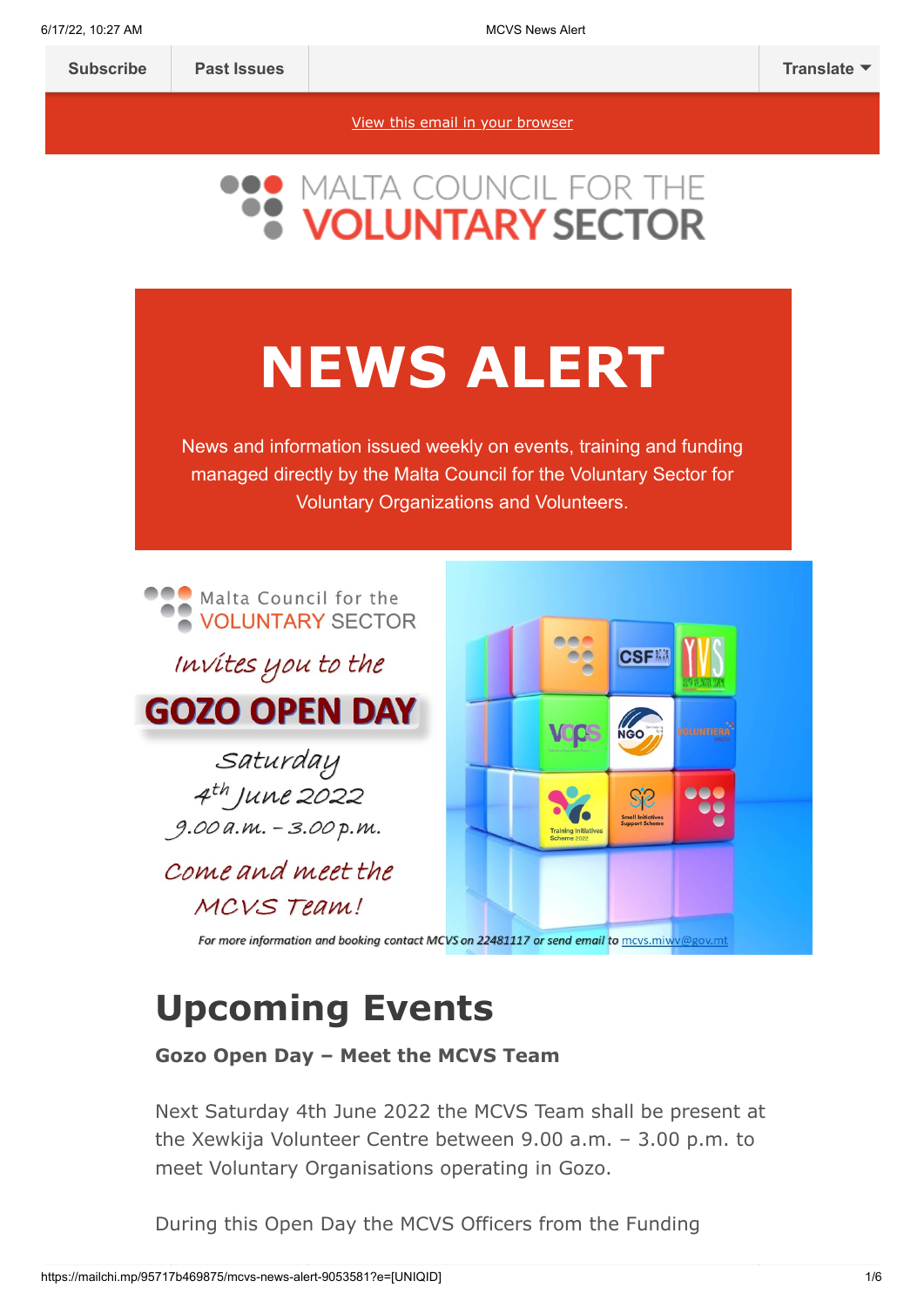Subscribe | Past Issues | Translate

View this email in your browser

MALTA COUNCIL FOR THE VOLUNTARY SECTOR

# NEWS ALERT

News and information issued weekly on events, training and funding managed directly by the Malta Council for the Voluntary Sector for Voluntary Organizations and Volunteers.

Malta Council for the VOLUNTARY SECTOR

*Invites you to the*

**GOZO OPEN DAY**

*Saturday*
*4th June 2022*
*9.00 a.m. – 3.00 p.m.*

*Come and meet the MCVS Team!*

*For more information and booking contact MCVS on 22481117 or send email to mcvs.miwv@gov.mt*

# Upcoming Events

**Gozo Open Day – Meet the MCVS Team**

Next Saturday 4th June 2022 the MCVS Team shall be present at the Xewkija Volunteer Centre between 9.00 a.m. – 3.00 p.m. to meet Voluntary Organisations operating in Gozo.

During this Open Day the MCVS Officers from the Funding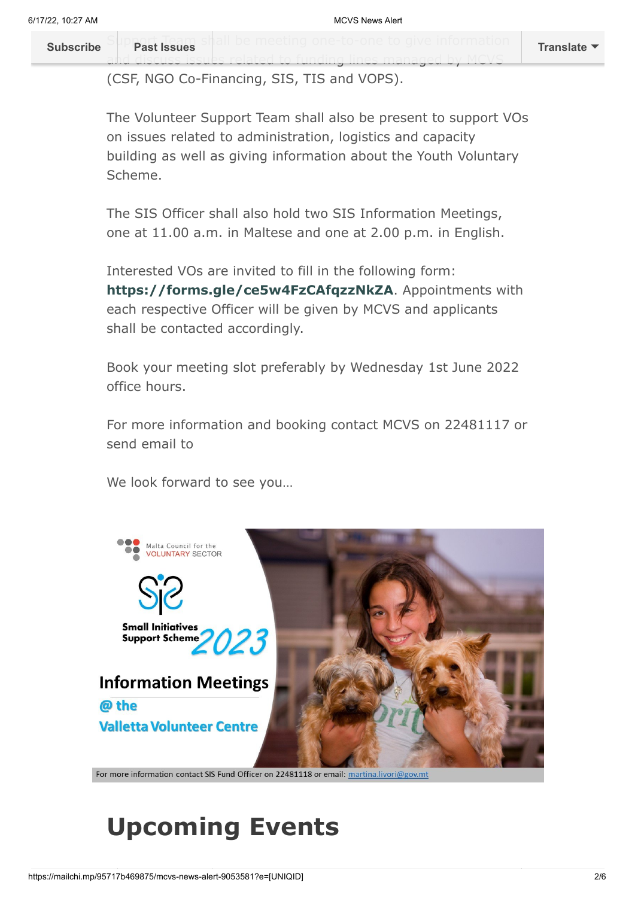Support Team shall be meeting one-to-one to give information and discuss issues related to funding lines managed by MCVS (CSF, NGO Co-Financing, SIS, TIS and VOPS).

The Volunteer Support Team shall also be present to support VOs on issues related to administration, logistics and capacity building as well as giving information about the Youth Voluntary Scheme.

The SIS Officer shall also hold two SIS Information Meetings, one at 11.00 a.m. in Maltese and one at 2.00 p.m. in English.

Interested VOs are invited to fill in the following form: **https://forms.gle/ce5w4FzCAfqzzNkZA**. Appointments with each respective Officer will be given by MCVS and applicants shall be contacted accordingly.

Book your meeting slot preferably by Wednesday 1st June 2022 office hours.

For more information and booking contact MCVS on 22481117 or send email to

We look forward to see you…

Malta Council for the VOLUNTARY SECTOR

Small Initiatives Support Scheme 2023

Information Meetings

@ the

Valletta Volunteer Centre

For more information contact SIS Fund Officer on 22481118 or email: martina.livori@gov.mt

# Upcoming Events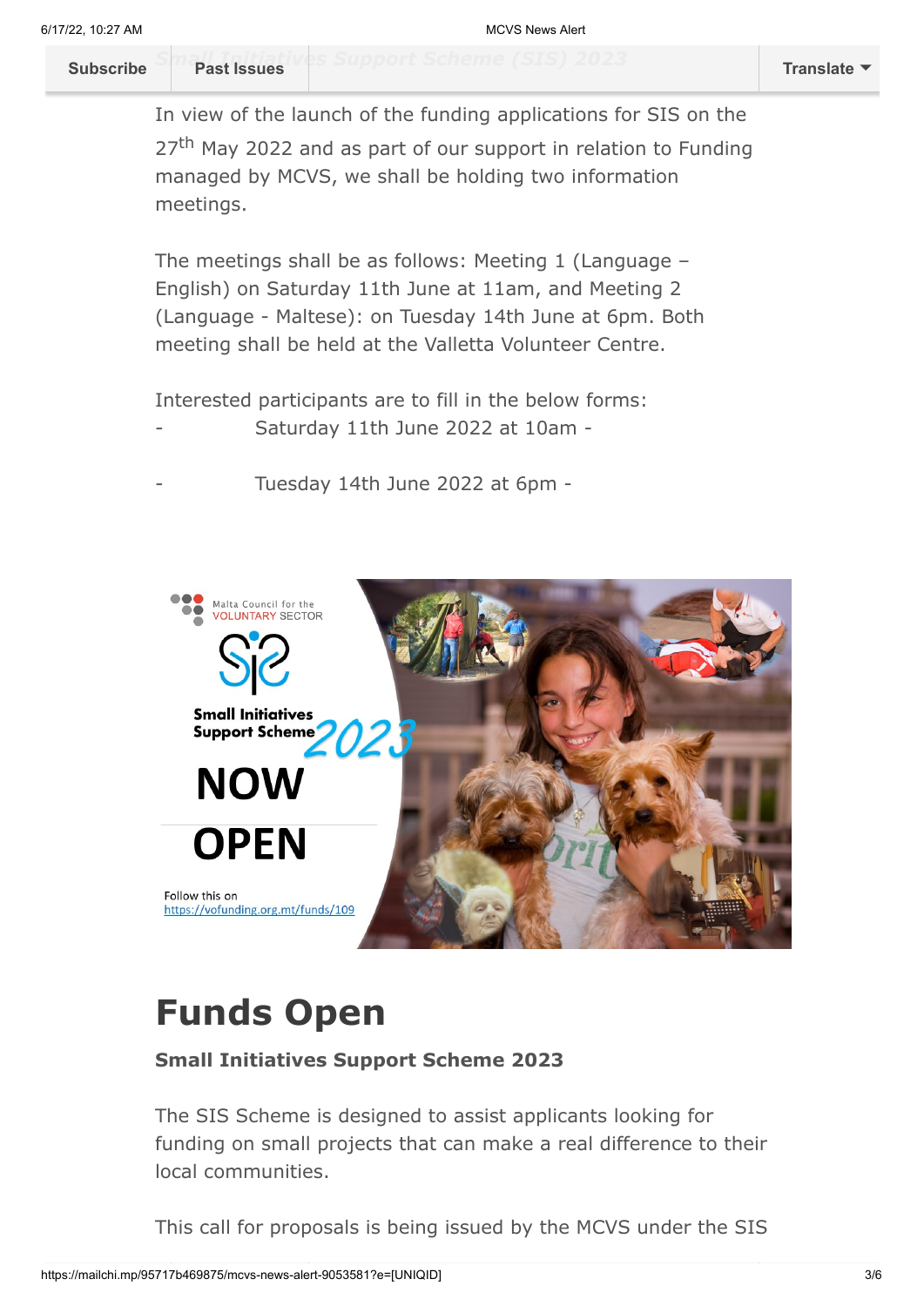In view of the launch of the funding applications for SIS on the 27th May 2022 and as part of our support in relation to Funding managed by MCVS, we shall be holding two information meetings.

The meetings shall be as follows: Meeting 1 (Language – English) on Saturday 11th June at 11am, and Meeting 2 (Language - Maltese): on Tuesday 14th June at 6pm. Both meeting shall be held at the Valletta Volunteer Centre.

Interested participants are to fill in the below forms:

- Saturday 11th June 2022 at 10am -

- Tuesday 14th June 2022 at 6pm -

# Funds Open

**Small Initiatives Support Scheme 2023**

The SIS Scheme is designed to assist applicants looking for funding on small projects that can make a real difference to their local communities.

This call for proposals is being issued by the MCVS under the SIS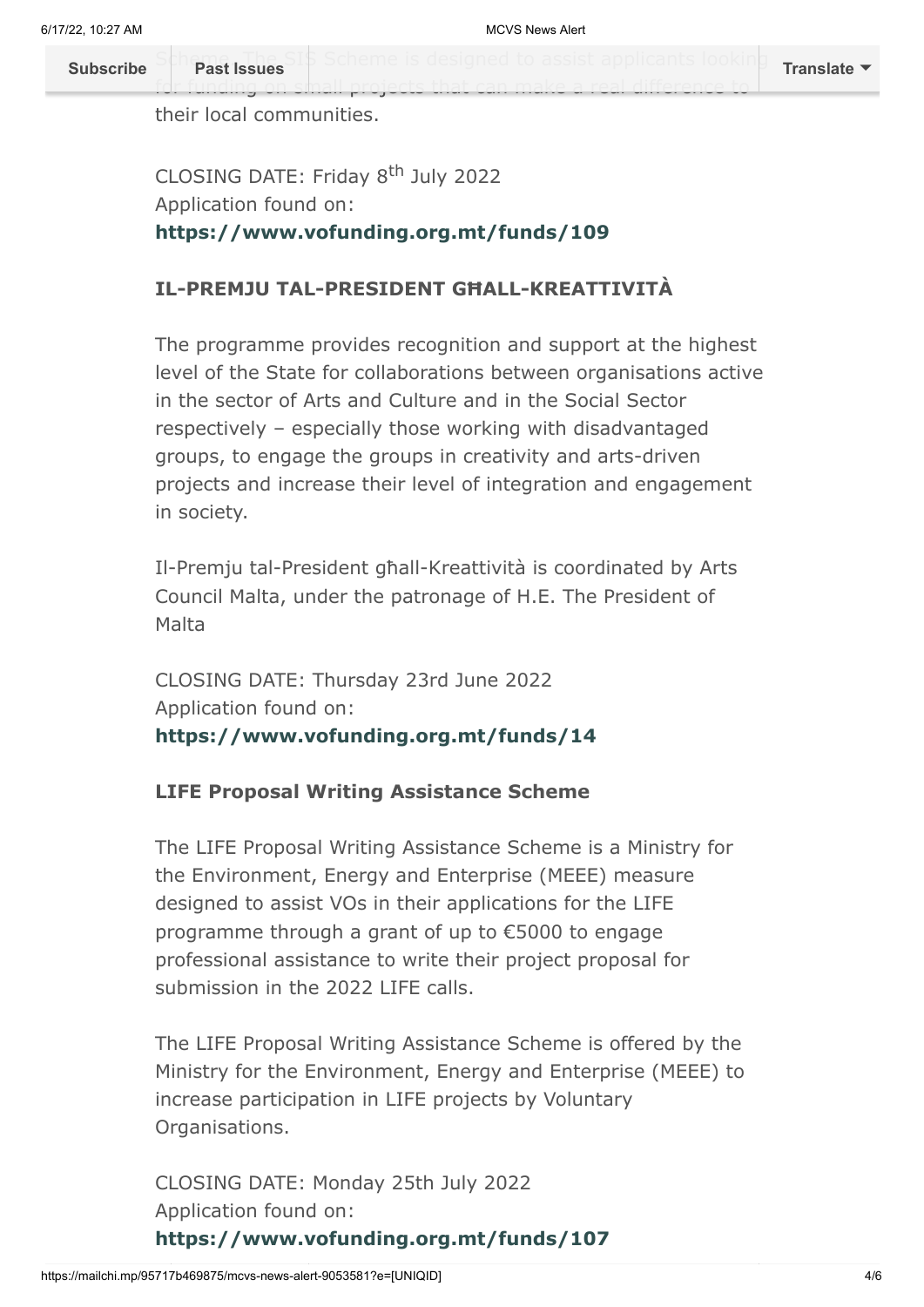Scheme. The SIS Scheme is designed to assist applicants looking for funding on small projects that can make a real difference to their local communities.

CLOSING DATE: Friday 8th July 2022
Application found on:
**https://www.vofunding.org.mt/funds/109**

### IL-PREMJU TAL-PRESIDENT GĦALL-KREATTIVITÀ

The programme provides recognition and support at the highest level of the State for collaborations between organisations active in the sector of Arts and Culture and in the Social Sector respectively – especially those working with disadvantaged groups, to engage the groups in creativity and arts-driven projects and increase their level of integration and engagement in society.

Il-Premju tal-President għall-Kreattività is coordinated by Arts Council Malta, under the patronage of H.E. The President of Malta

CLOSING DATE: Thursday 23rd June 2022
Application found on:
**https://www.vofunding.org.mt/funds/14**

### LIFE Proposal Writing Assistance Scheme

The LIFE Proposal Writing Assistance Scheme is a Ministry for the Environment, Energy and Enterprise (MEEE) measure designed to assist VOs in their applications for the LIFE programme through a grant of up to €5000 to engage professional assistance to write their project proposal for submission in the 2022 LIFE calls.

The LIFE Proposal Writing Assistance Scheme is offered by the Ministry for the Environment, Energy and Enterprise (MEEE) to increase participation in LIFE projects by Voluntary Organisations.

CLOSING DATE: Monday 25th July 2022
Application found on:
**https://www.vofunding.org.mt/funds/107**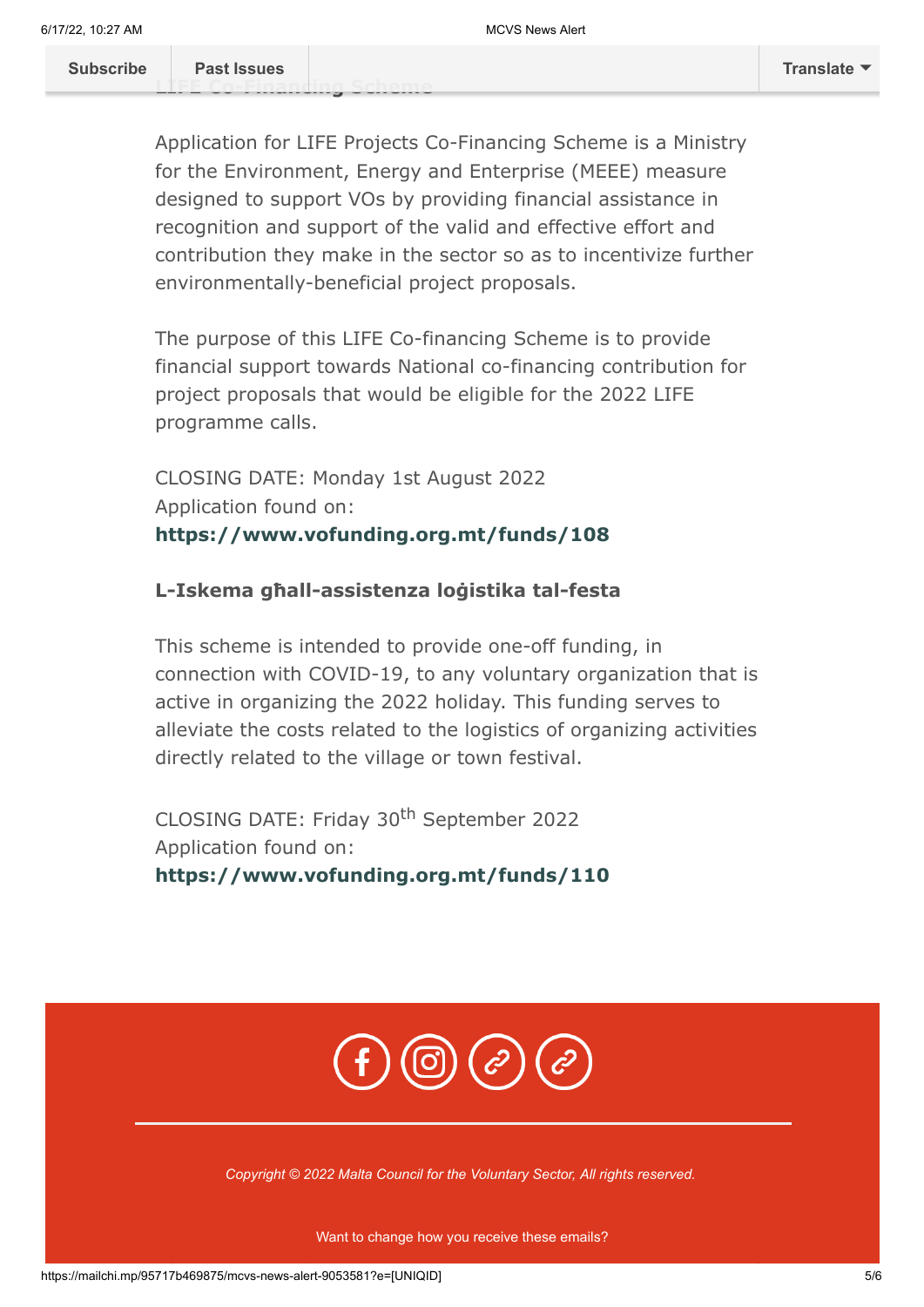**LIFE Co-Financing Scheme**

Application for LIFE Projects Co-Financing Scheme is a Ministry for the Environment, Energy and Enterprise (MEEE) measure designed to support VOs by providing financial assistance in recognition and support of the valid and effective effort and contribution they make in the sector so as to incentivize further environmentally-beneficial project proposals.

The purpose of this LIFE Co-financing Scheme is to provide financial support towards National co-financing contribution for project proposals that would be eligible for the 2022 LIFE programme calls.

CLOSING DATE: Monday 1st August 2022
Application found on:
**https://www.vofunding.org.mt/funds/108**

**L-Iskema għall-assistenza loġistika tal-festa**

This scheme is intended to provide one-off funding, in connection with COVID-19, to any voluntary organization that is active in organizing the 2022 holiday. This funding serves to alleviate the costs related to the logistics of organizing activities directly related to the village or town festival.

CLOSING DATE: Friday 30th September 2022
Application found on:
**https://www.vofunding.org.mt/funds/110**

*Copyright © 2022 Malta Council for the Voluntary Sector, All rights reserved.*

Want to change how you receive these emails?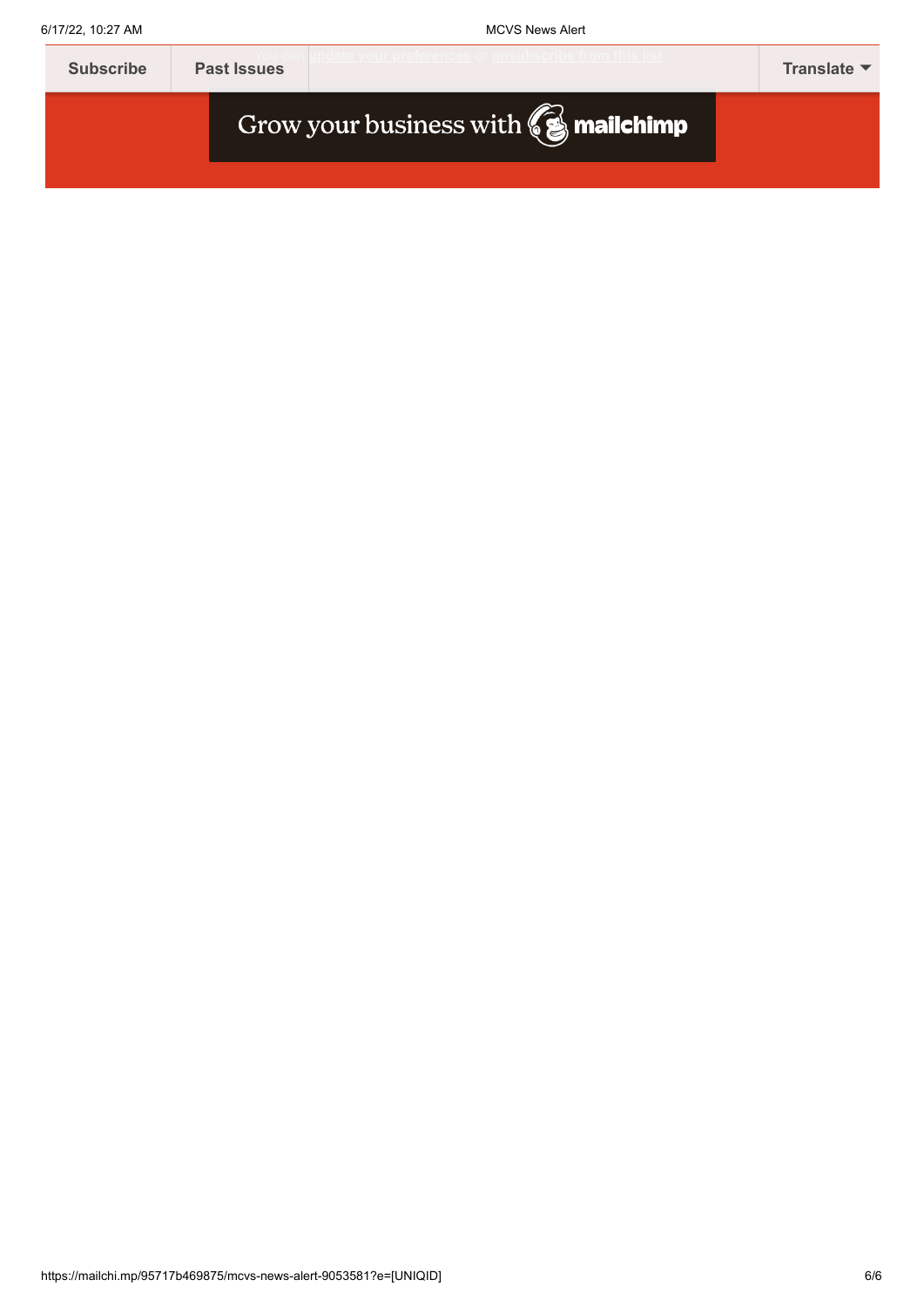Subscribe | Past Issues | Translate

You can update your preferences or unsubscribe from this list.

Grow your business with mailchimp